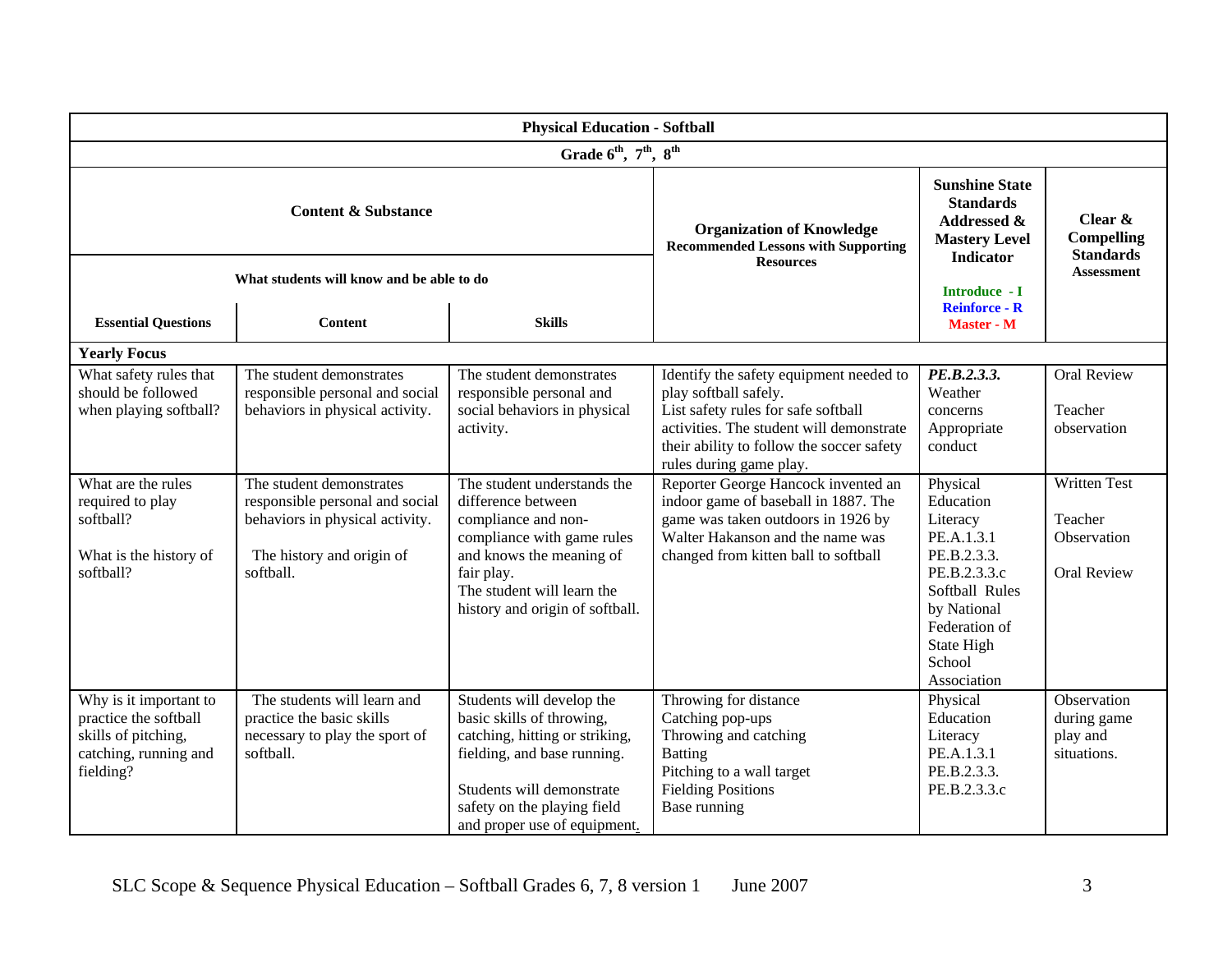| Physical Education - Softball | | | | | |
|---|---|---|---|---|---|
| Grade 6th, 7th, 8th | | | | | |
| **Content & Substance** | | | **Organization of Knowledge** Recommended Lessons with Supporting Resources | **Sunshine State Standards Addressed & Mastery Level Indicator** Introduce - I Reinforce - R Master - M | **Clear & Compelling Standards** Assessment |
| What students will know and be able to do | | | | | |
| **Essential Questions** | **Content** | **Skills** | | | |
| **Yearly Focus** | | | | | |
| What safety rules that should be followed when playing softball? | The student demonstrates responsible personal and social behaviors in physical activity. | The student demonstrates responsible personal and social behaviors in physical activity. | Identify the safety equipment needed to play softball safely. List safety rules for safe softball activities. The student will demonstrate their ability to follow the soccer safety rules during game play. | ***PE.B.2.3.3.*** Weather concerns Appropriate conduct | Oral Review<br><br>Teacher observation |
| What are the rules required to play softball?<br><br>What is the history of softball? | The student demonstrates responsible personal and social behaviors in physical activity.<br><br>The history and origin of softball. | The student understands the difference between compliance and non-compliance with game rules and knows the meaning of fair play.<br>The student will learn the history and origin of softball. | Reporter George Hancock invented an indoor game of baseball in 1887. The game was taken outdoors in 1926 by Walter Hakanson and the name was changed from kitten ball to softball | Physical Education Literacy PE.A.1.3.1 PE.B.2.3.3. PE.B.2.3.3.c Softball Rules by National Federation of State High School Association | Written Test<br><br>Teacher Observation<br><br>Oral Review |
| Why is it important to practice the softball skills of pitching, catching, running and fielding? | The students will learn and practice the basic skills necessary to play the sport of softball. | Students will develop the basic skills of throwing, catching, hitting or striking, fielding, and base running.<br><br>Students will demonstrate safety on the playing field and proper use of equipment. | Throwing for distance<br>Catching pop-ups<br>Throwing and catching<br>Batting<br>Pitching to a wall target<br>Fielding Positions<br>Base running | Physical Education Literacy PE.A.1.3.1 PE.B.2.3.3. PE.B.2.3.3.c | Observation during game play and situations. |

SLC Scope & Sequence Physical Education – Softball Grades 6, 7, 8 version 1 June 2007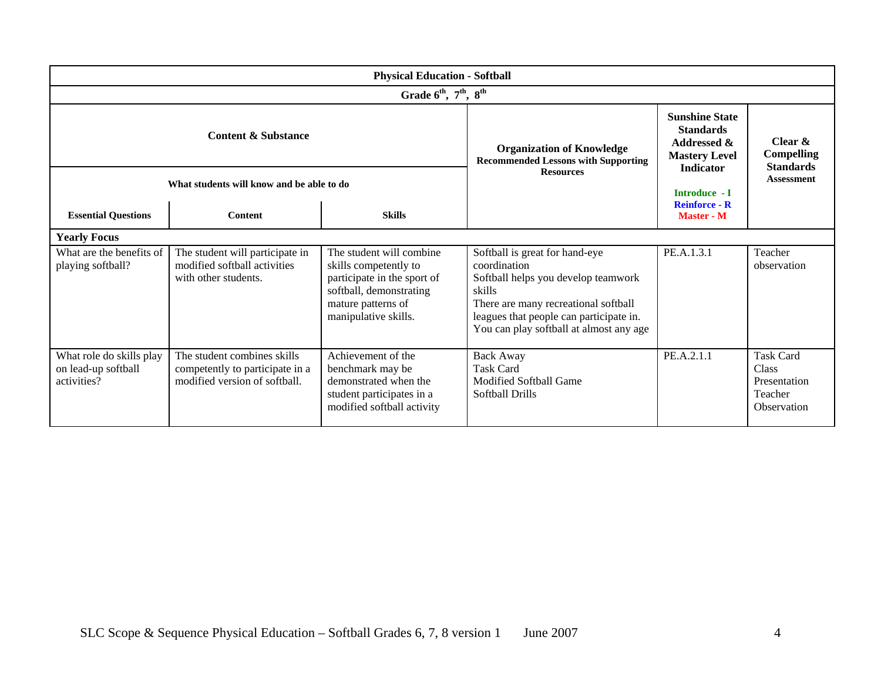| Physical Education - Softball | | | | | |
|---|---|---|---|---|---|
| Grade 6th, 7th, 8th | | | | | |
| Content & Substance | | | Organization of Knowledge<br>Recommended Lessons with Supporting Resources | Sunshine State Standards Addressed & Mastery Level Indicator<br><br>Introduce - I<br>Reinforce - R<br>Master - M | Clear & Compelling Standards<br>Assessment |
| What students will know and be able to do | | | | | |
| Essential Questions | Content | Skills | | | |
| **Yearly Focus** | | | | | |
| What are the benefits of playing softball? | The student will participate in modified softball activities with other students. | The student will combine skills competently to participate in the sport of softball, demonstrating mature patterns of manipulative skills. | Softball is great for hand-eye coordination<br>Softball helps you develop teamwork skills<br>There are many recreational softball leagues that people can participate in.<br>You can play softball at almost any age | PE.A.1.3.1 | Teacher observation |
| What role do skills play on lead-up softball activities? | The student combines skills competently to participate in a modified version of softball. | Achievement of the benchmark may be demonstrated when the student participates in a modified softball activity | Back Away<br>Task Card<br>Modified Softball Game<br>Softball Drills | PE.A.2.1.1 | Task Card<br>Class Presentation<br>Teacher Observation |

SLC Scope & Sequence Physical Education – Softball Grades 6, 7, 8 version 1 June 2007